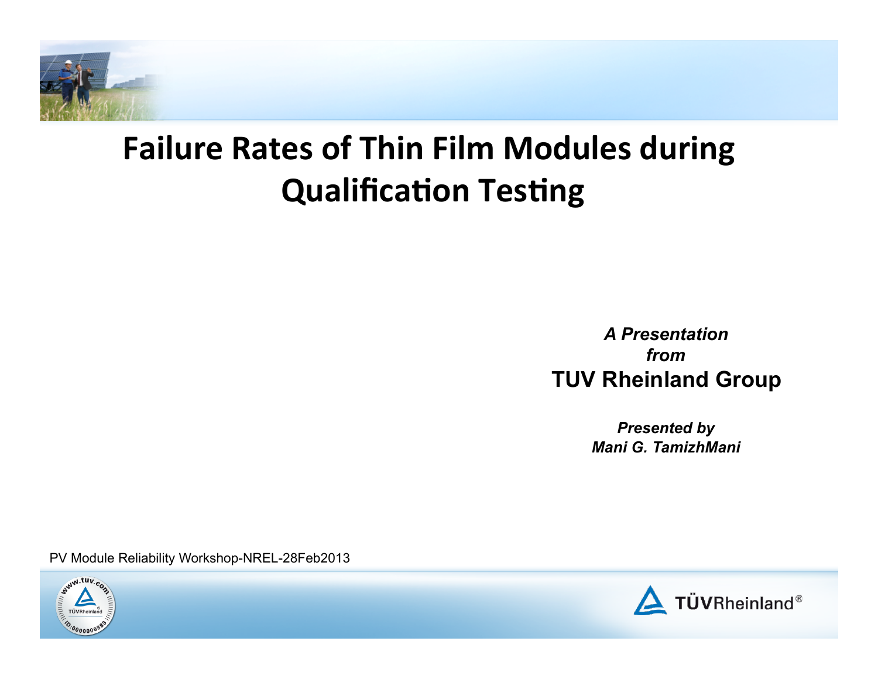# Failure Rates of Thin Film Modules during Qualification Testing

***A Presentation from***

**TUV Rheinland Group**

***Presented by Mani G. TamizhMani***

PV Module Reliability Workshop-NREL-28Feb2013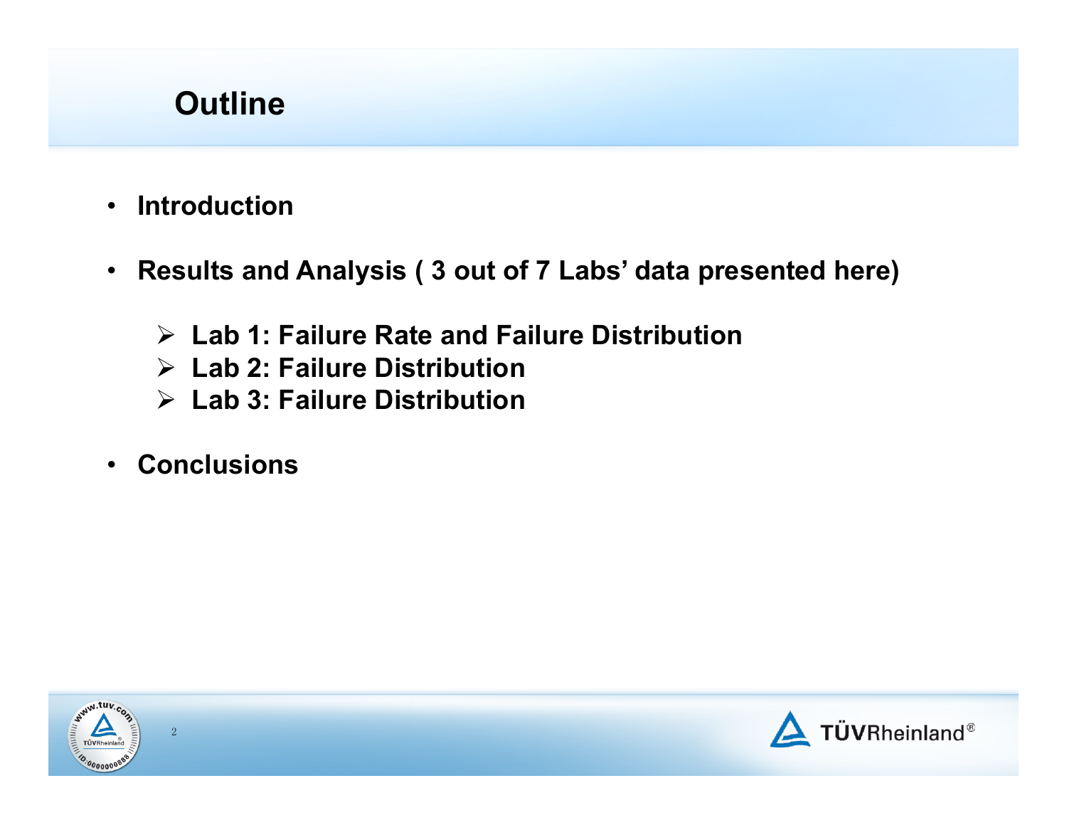# Outline

- Introduction
- Results and Analysis ( 3 out of 7 Labs' data presented here)
  - Lab 1: Failure Rate and Failure Distribution
  - Lab 2: Failure Distribution
  - Lab 3: Failure Distribution
- Conclusions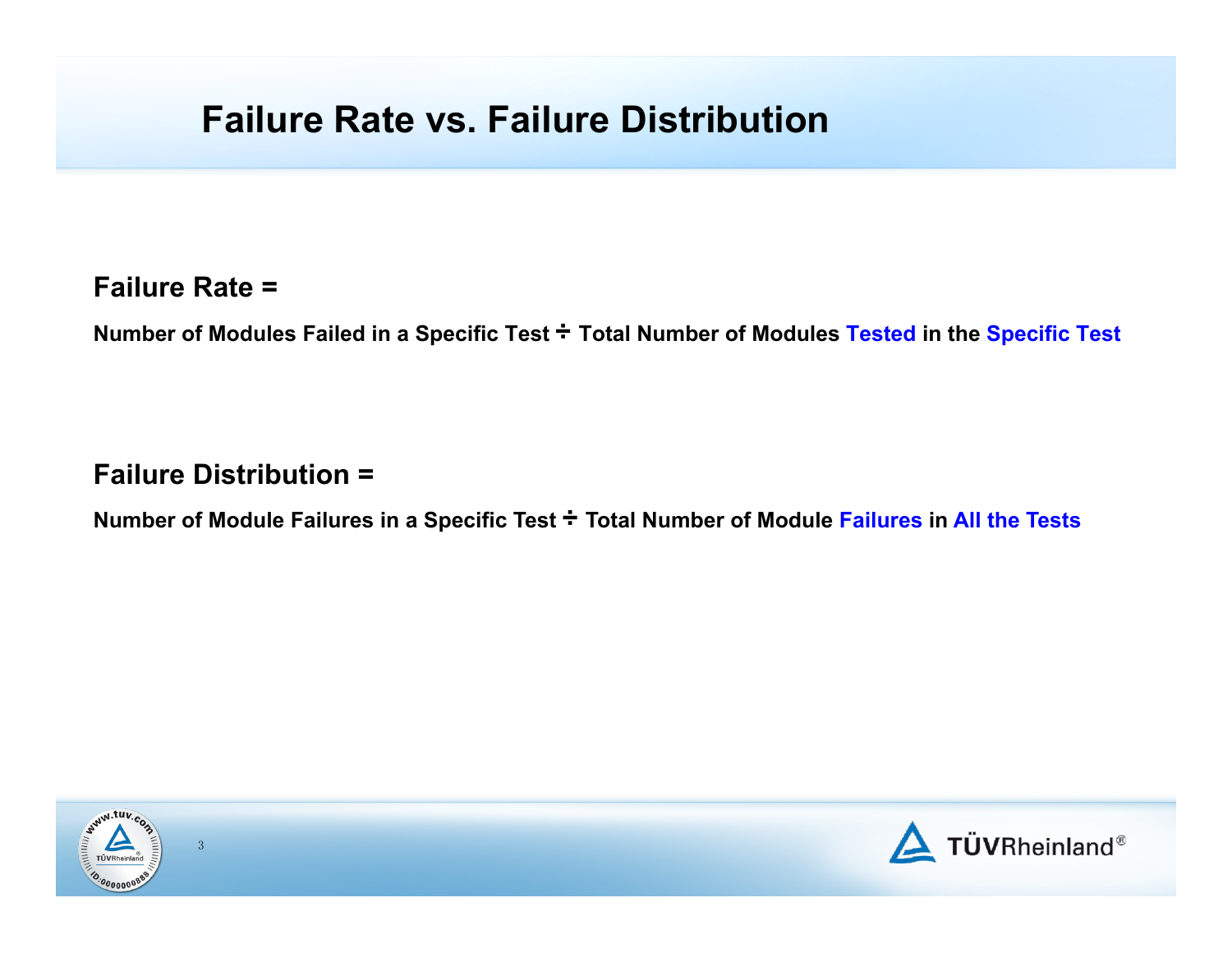# Failure Rate vs. Failure Distribution

**Failure Rate =**

**Number of Modules Failed in a Specific Test ÷ Total Number of Modules Tested in the Specific Test**

**Failure Distribution =**

**Number of Module Failures in a Specific Test ÷ Total Number of Module Failures in All the Tests**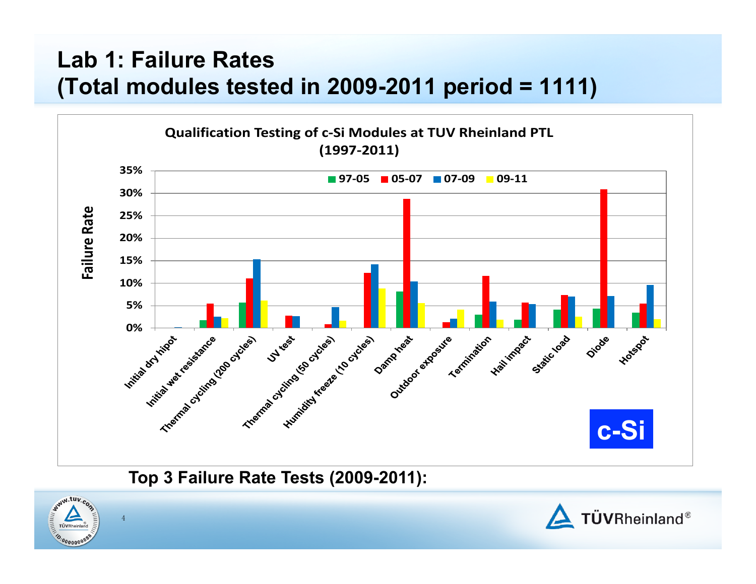# Lab 1: Failure Rates
# (Total modules tested in 2009-2011 period = 1111)

**Qualification Testing of c-Si Modules at TUV Rheinland PTL (1997-2011)**

Failure Rate

35%
30%
25%
20%
15%
10%
5%
0%

97-05 | 05-07 | 07-09 | 09-11

Initial dry hipot, Initial wet resistance, Thermal cycling (200 cycles), UV test, Thermal cycling (50 cycles), Humidity freeze (10 cycles), Damp heat, Outdoor exposure, Termination, Hail impact, Static load, Diode, Hotspot

c-Si

**Top 3 Failure Rate Tests (2009-2011):**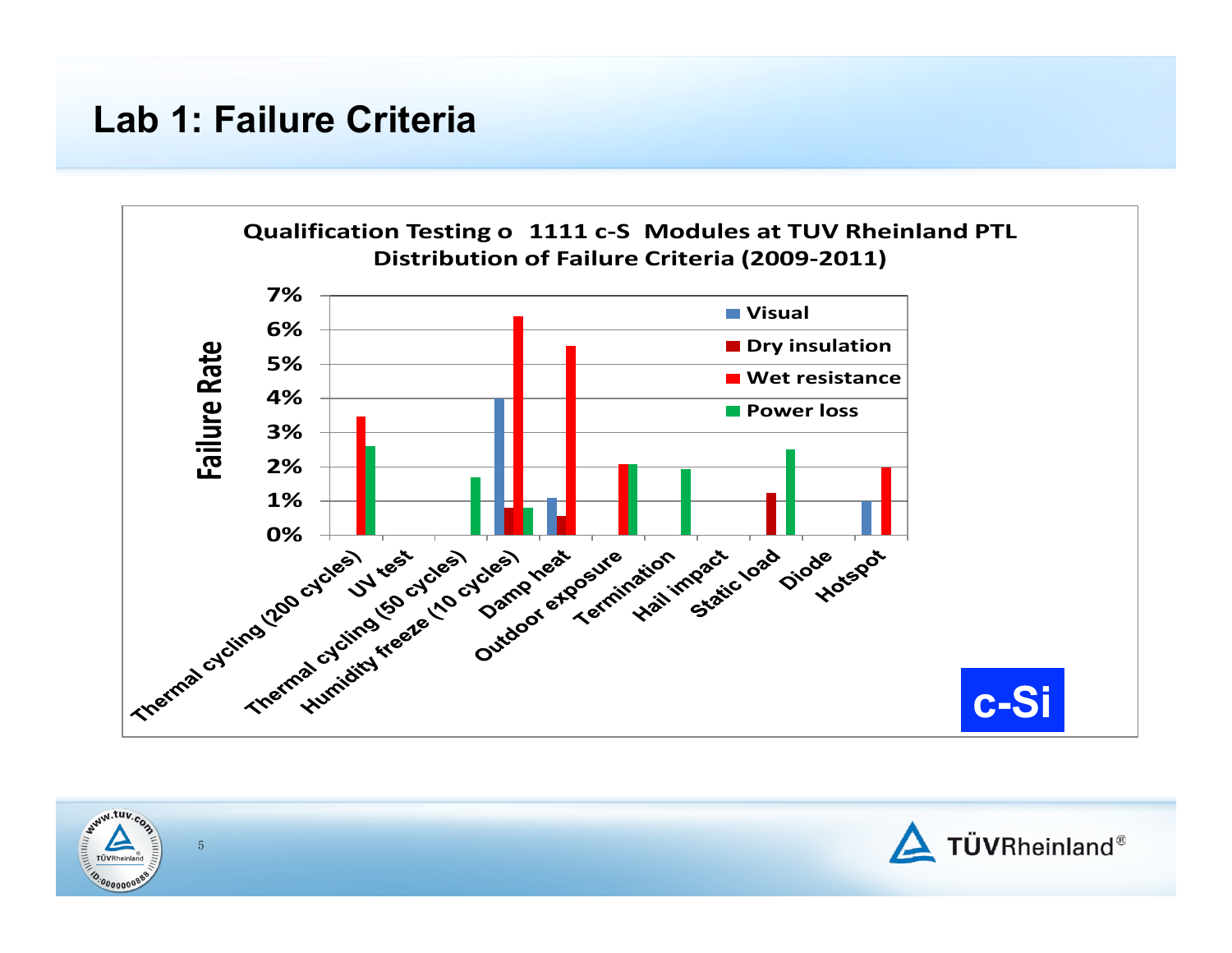# Lab 1: Failure Criteria

**Qualification Testing o 1111 c-S Modules at TUV Rheinland PTL**
**Distribution of Failure Criteria (2009-2011)**

Failure Rate

7%
6%
5%
4%
3%
2%
1%
0%

- Visual
- Dry insulation
- Wet resistance
- Power loss

Thermal cycling (200 cycles) | UV test | Thermal cycling (50 cycles) | Humidity freeze (10 cycles) | Damp heat | Outdoor exposure | Termination | Hail impact | Static load | Diode | Hotspot

c-Si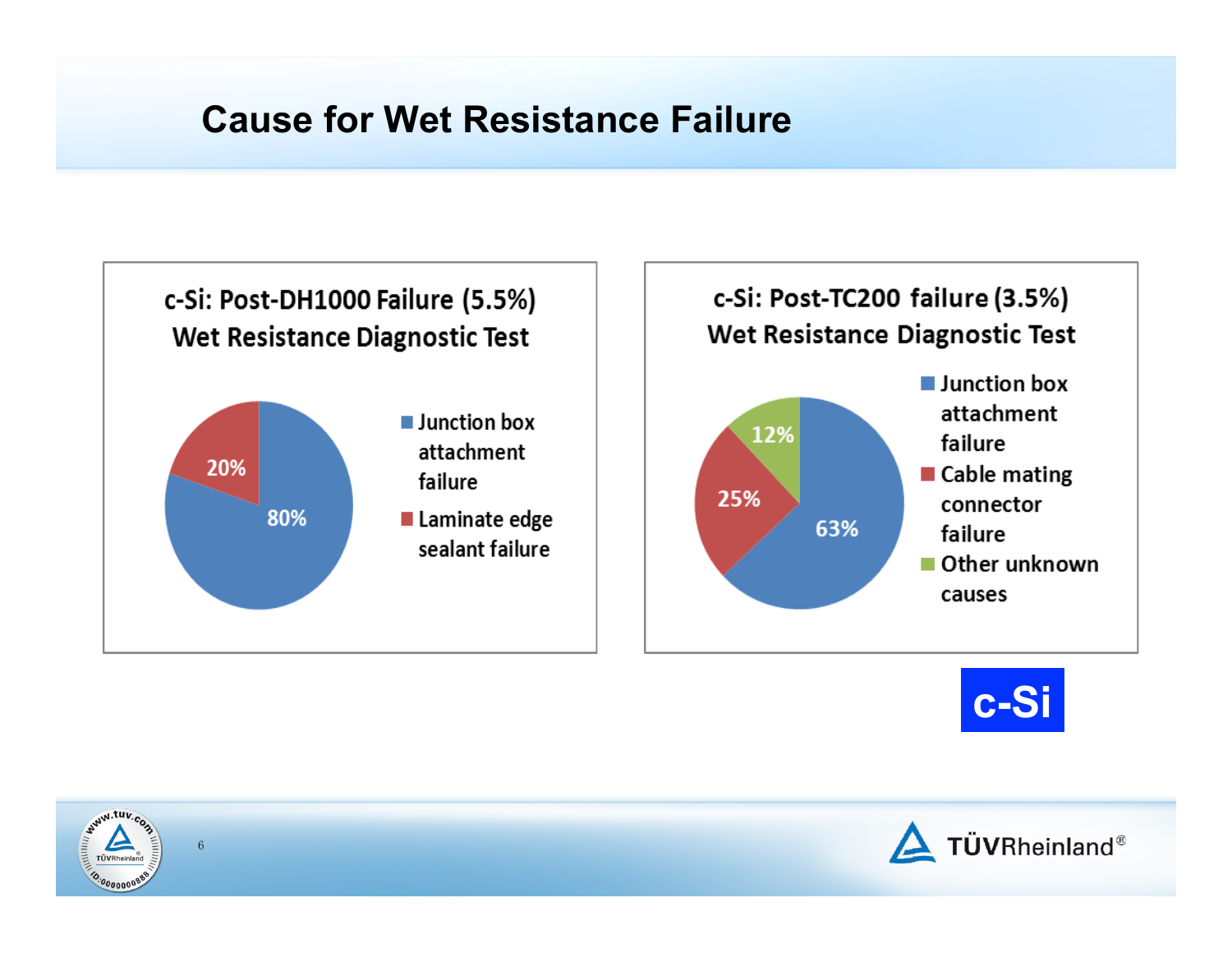# Cause for Wet Resistance Failure

**c-Si: Post-DH1000 Failure (5.5%)**
**Wet Resistance Diagnostic Test**

| Cause | Share |
| --- | --- |
| Junction box attachment failure | 80% |
| Laminate edge sealant failure | 20% |

**c-Si: Post-TC200 failure (3.5%)**
**Wet Resistance Diagnostic Test**

| Cause | Share |
| --- | --- |
| Junction box attachment failure | 63% |
| Cable mating connector failure | 25% |
| Other unknown causes | 12% |

c-Si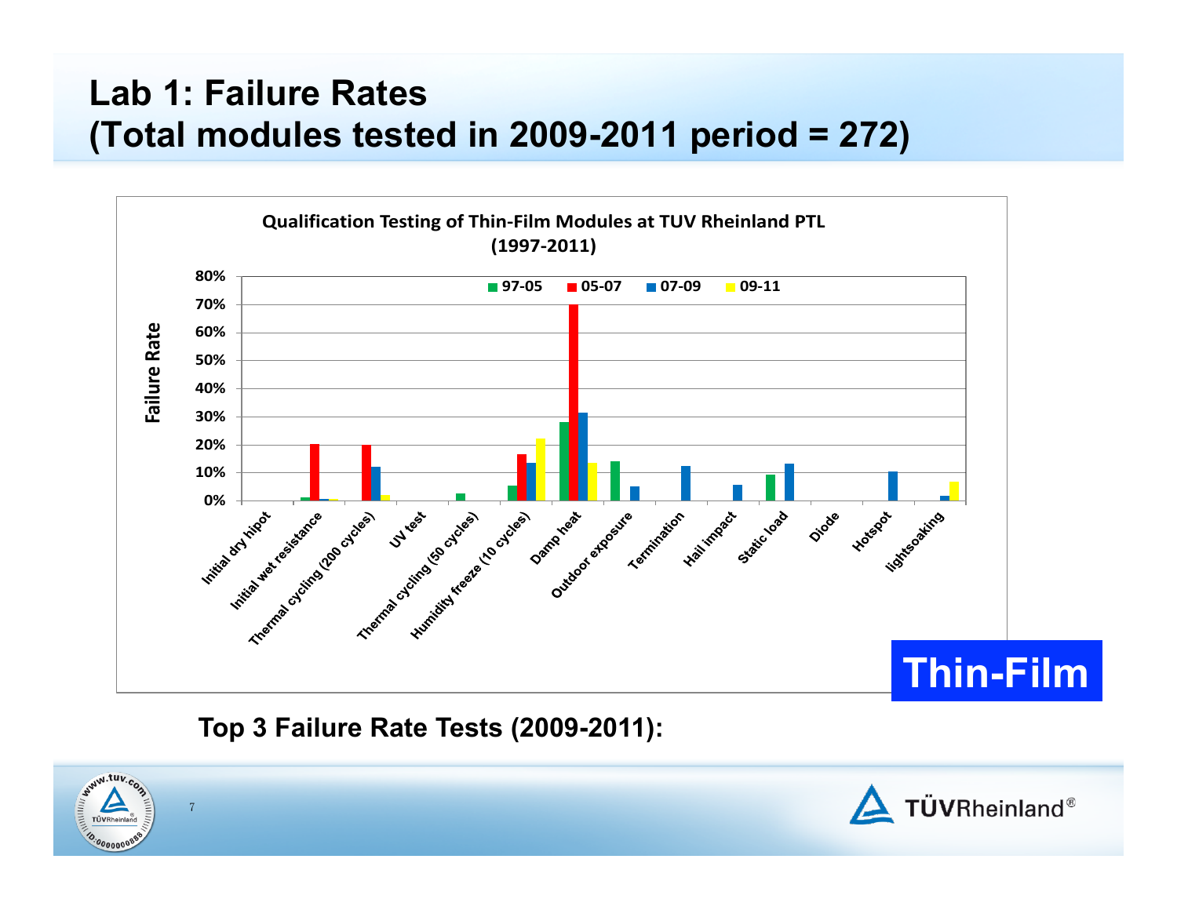# Lab 1: Failure Rates
# (Total modules tested in 2009-2011 period = 272)

**Qualification Testing of Thin-Film Modules at TUV Rheinland PTL (1997-2011)**

Failure Rate

80%
70%
60%
50%
40%
30%
20%
10%
0%

97-05 | 05-07 | 07-09 | 09-11

Initial dry hipot, Initial wet resistance, Thermal cycling (200 cycles), UV test, Thermal cycling (50 cycles), Humidity freeze (10 cycles), Damp heat, Outdoor exposure, Termination, Hail impact, Static load, Diode, Hotspot, lightsoaking

**Thin-Film**

**Top 3 Failure Rate Tests (2009-2011):**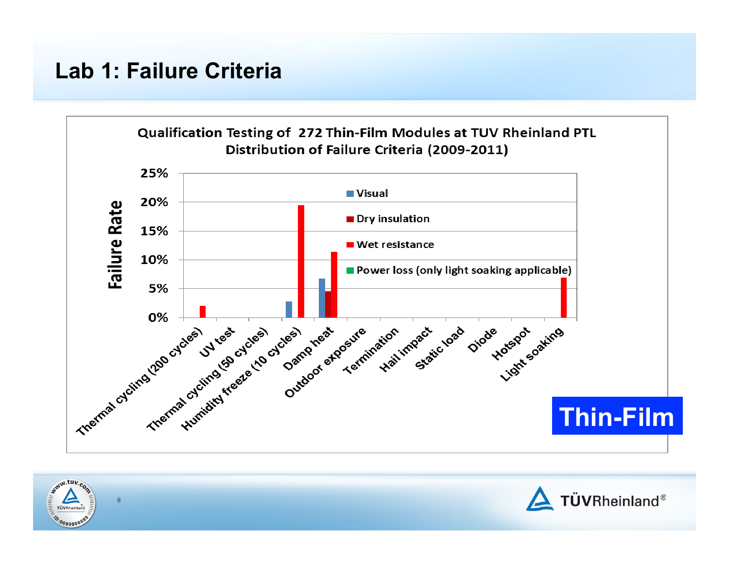# Lab 1: Failure Criteria

**Qualification Testing of 272 Thin-Film Modules at TUV Rheinland PTL**
**Distribution of Failure Criteria (2009-2011)**

Failure Rate

25%
20%
15%
10%
5%
0%

- Visual
- Dry insulation
- Wet resistance
- Power loss (only light soaking applicable)

Thermal cycling (200 cycles), UV test, Thermal cycling (50 cycles), Humidity freeze (10 cycles), Damp heat, Outdoor exposure, Termination, Hail impact, Static load, Diode, Hotspot, Light soaking

**Thin-Film**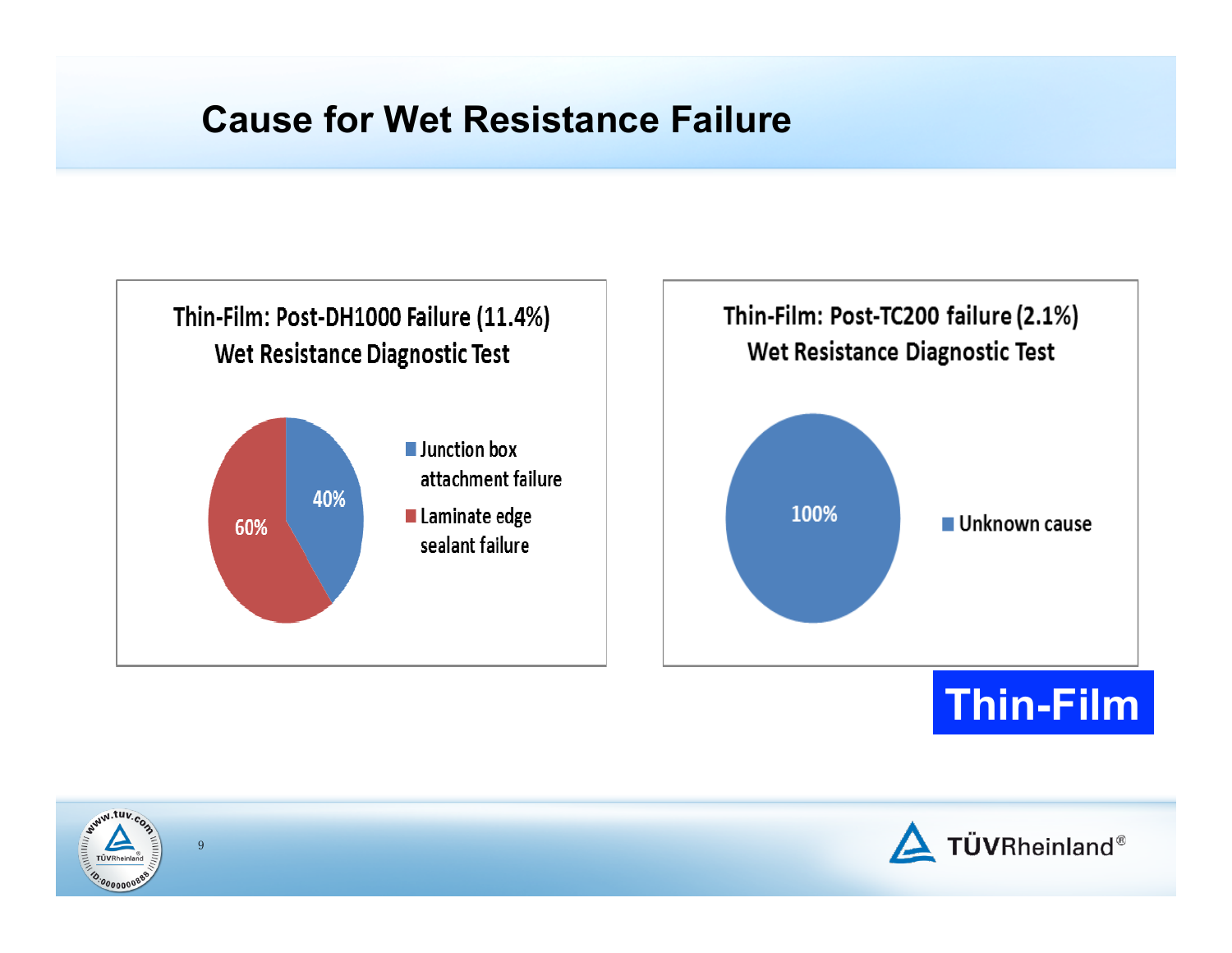# Cause for Wet Resistance Failure

**Thin-Film: Post-DH1000 Failure (11.4%)**
**Wet Resistance Diagnostic Test**

- Junction box attachment failure: 40%
- Laminate edge sealant failure: 60%

**Thin-Film: Post-TC200 failure (2.1%)**
**Wet Resistance Diagnostic Test**

- Unknown cause: 100%

**Thin-Film**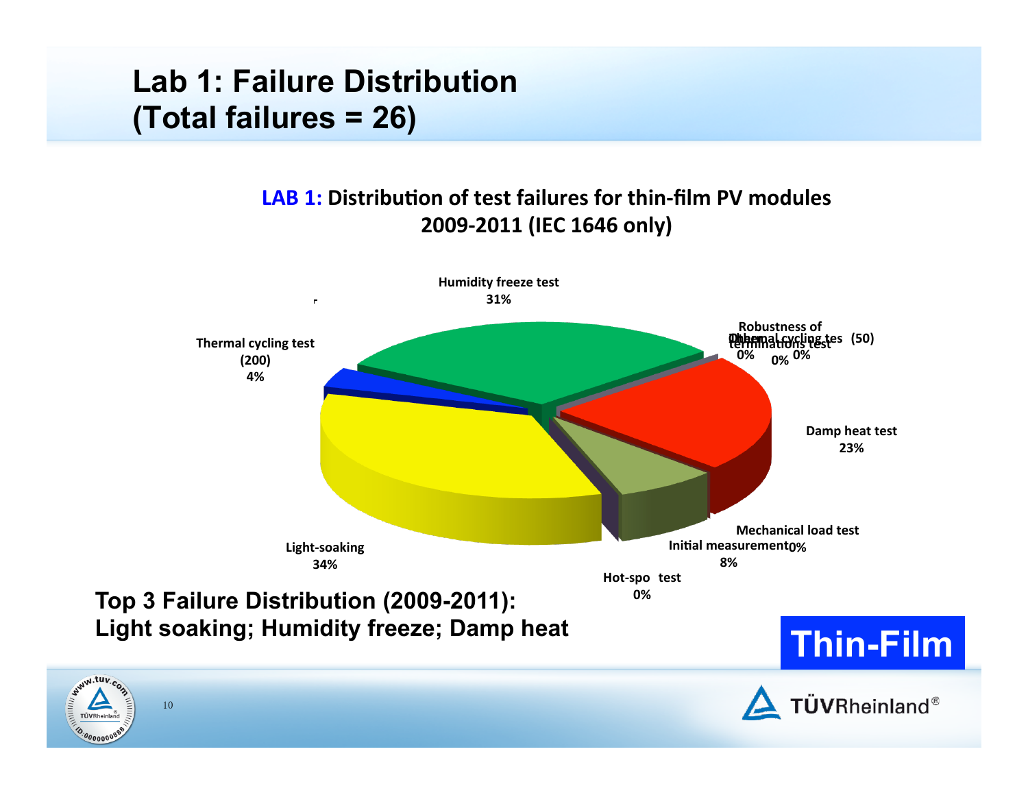# Lab 1: Failure Distribution (Total failures = 26)

**LAB 1: Distribution of test failures for thin-film PV modules 2009-2011 (IEC 1646 only)**

- Humidity freeze test: 31%
- Robustness of terminations test: 0%
- Other: 0%
- Thermal cycling tes (50): 0%
- Damp heat test: 23%
- Mechanical load test: 0%
- Initial measurement: 8%
- Hot-spo test: 0%
- Light-soaking: 34%
- Thermal cycling test (200): 4%

**Top 3 Failure Distribution (2009-2011): Light soaking; Humidity freeze; Damp heat**

**Thin-Film**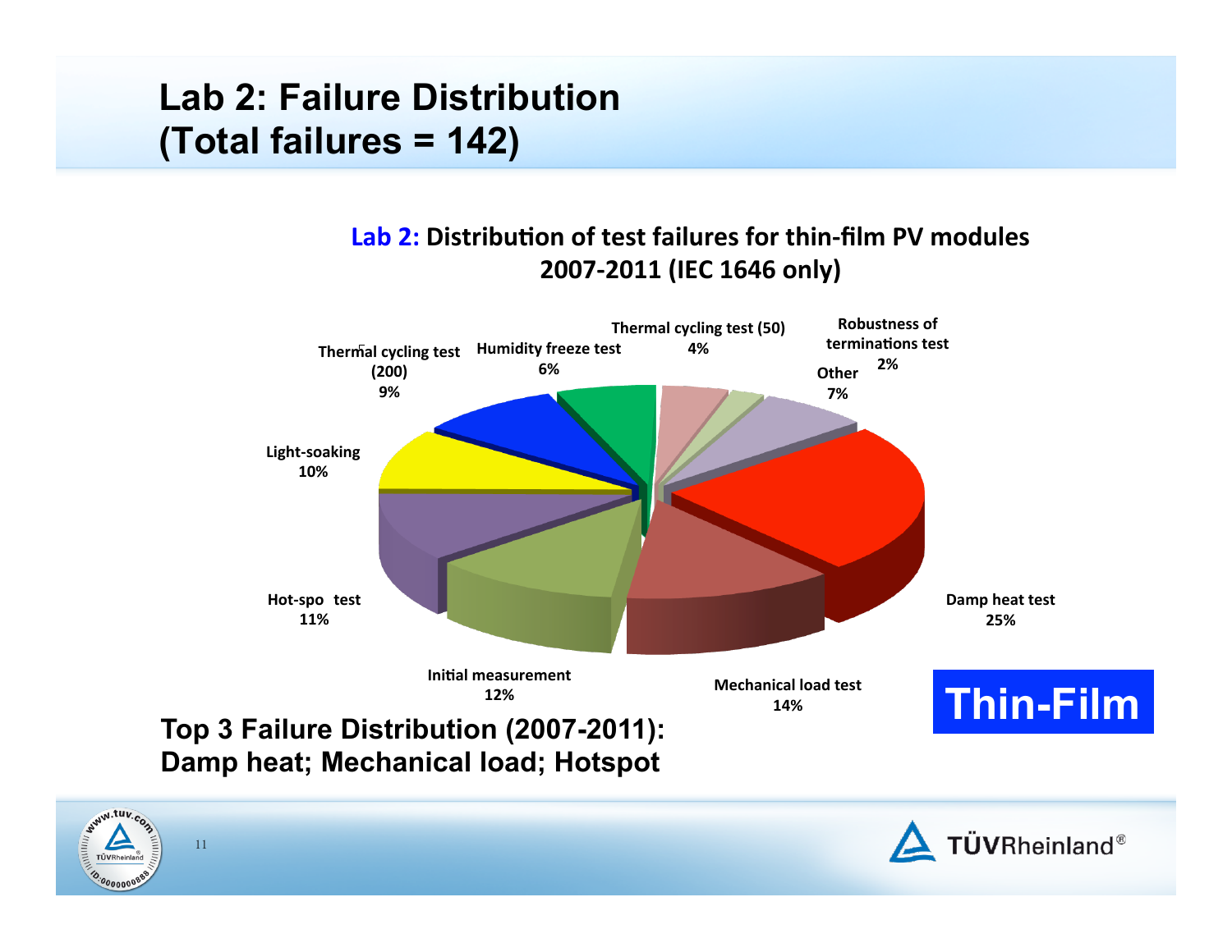# Lab 2: Failure Distribution (Total failures = 142)

**Lab 2: Distribution of test failures for thin-film PV modules 2007-2011 (IEC 1646 only)**

| Test | Share |
| --- | --- |
| Damp heat test | 25% |
| Mechanical load test | 14% |
| Initial measurement | 12% |
| Hot-spo test | 11% |
| Light-soaking | 10% |
| Thermal cycling test (200) | 9% |
| Humidity freeze test | 6% |
| Thermal cycling test (50) | 4% |
| Robustness of terminations test | 2% |
| Other | 7% |

**Thin-Film**

**Top 3 Failure Distribution (2007-2011): Damp heat; Mechanical load; Hotspot**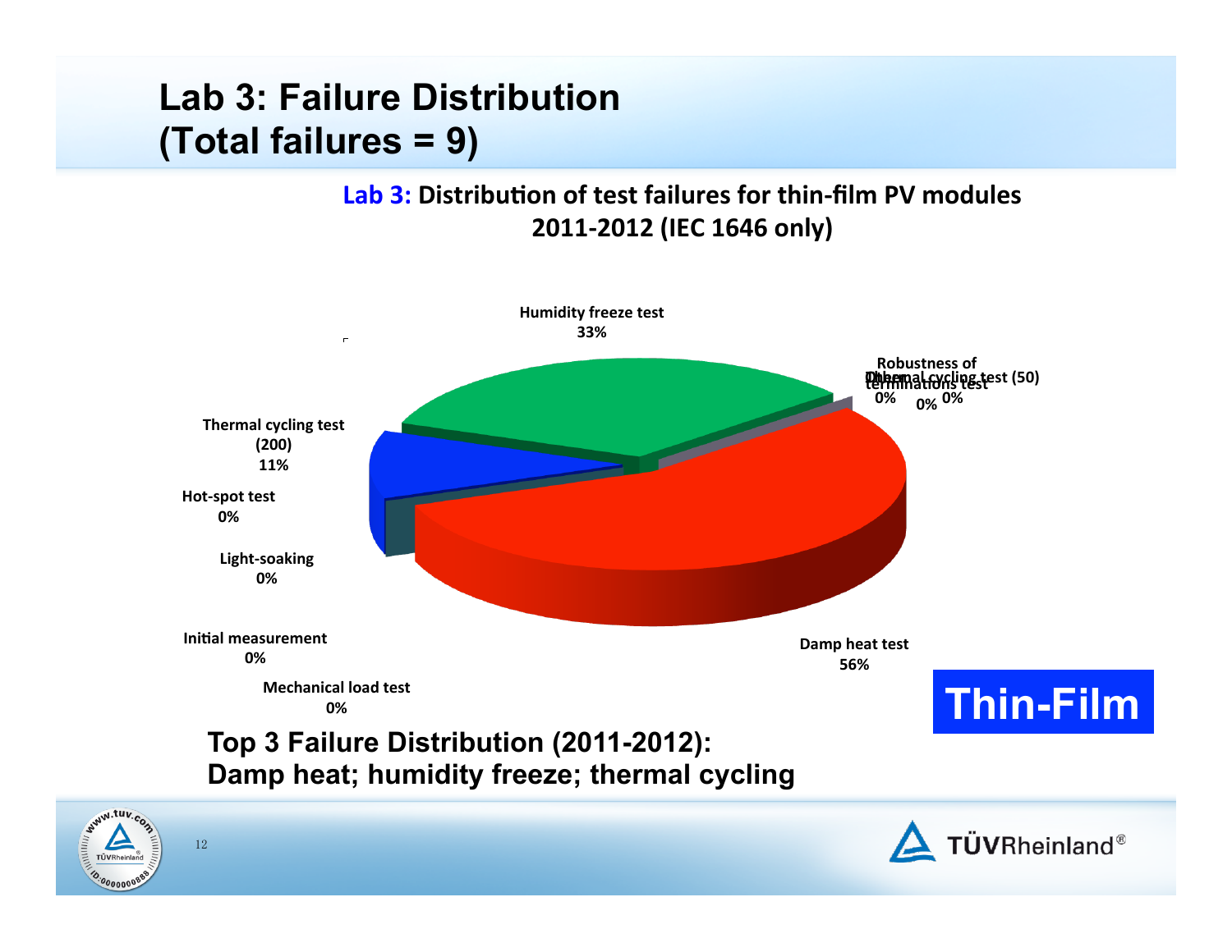# Lab 3: Failure Distribution (Total failures = 9)

**Lab 3: Distribution of test failures for thin-film PV modules 2011-2012 (IEC 1646 only)**

Humidity freeze test 33%

Robustness of terminations test 0%

Other 0%

Thermal cycling test (50) 0%

Thermal cycling test (200) 11%

Hot-spot test 0%

Light-soaking 0%

Initial measurement 0%

Mechanical load test 0%

Damp heat test 56%

**Thin-Film**

**Top 3 Failure Distribution (2011-2012): Damp heat; humidity freeze; thermal cycling**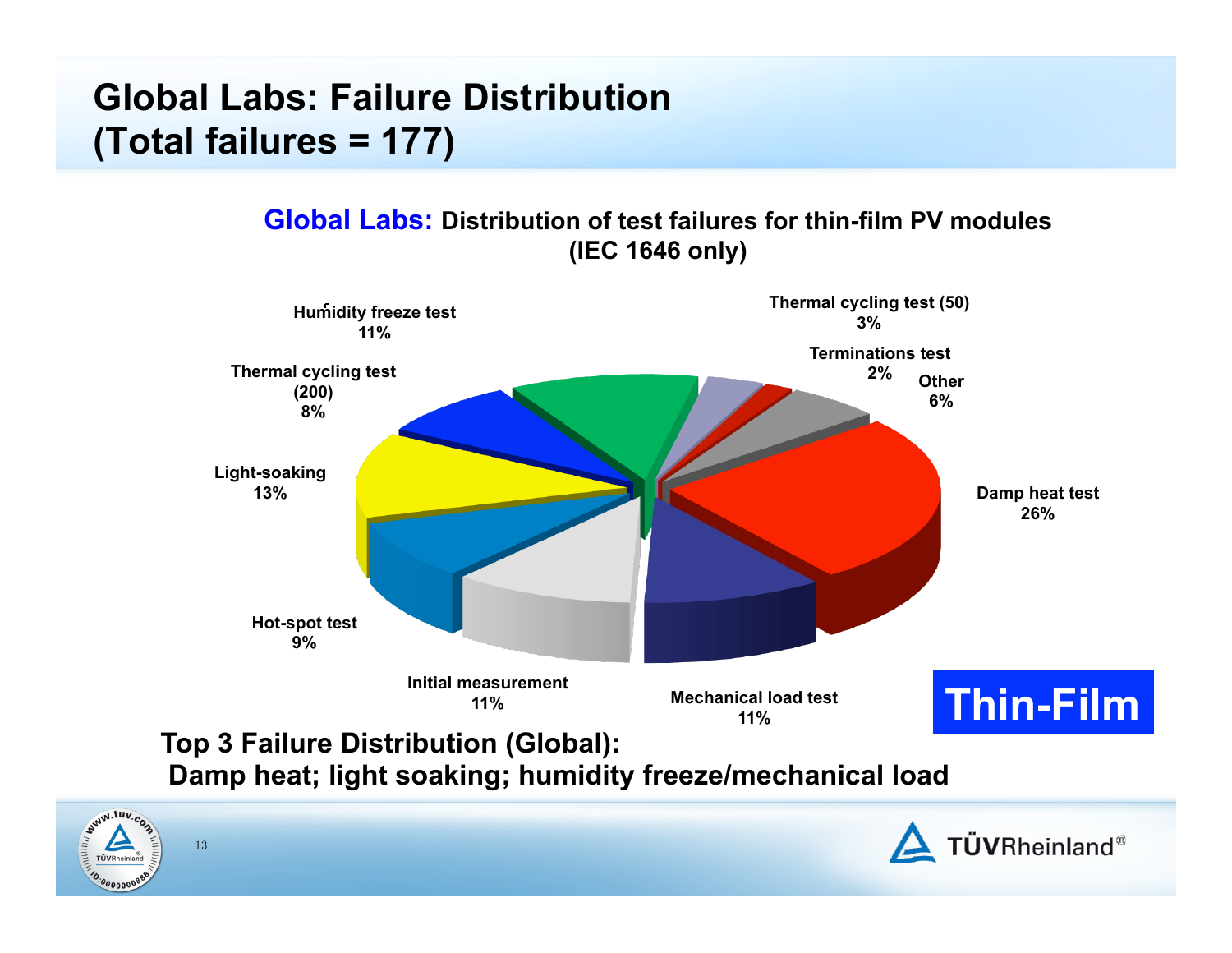# Global Labs: Failure Distribution (Total failures = 177)

**Global Labs: Distribution of test failures for thin-film PV modules (IEC 1646 only)**

| Test | Share |
|---|---|
| Damp heat test | 26% |
| Light-soaking | 13% |
| Humidity freeze test | 11% |
| Mechanical load test | 11% |
| Initial measurement | 11% |
| Hot-spot test | 9% |
| Thermal cycling test (200) | 8% |
| Other | 6% |
| Thermal cycling test (50) | 3% |
| Terminations test | 2% |

**Thin-Film**

**Top 3 Failure Distribution (Global):**
**Damp heat; light soaking; humidity freeze/mechanical load**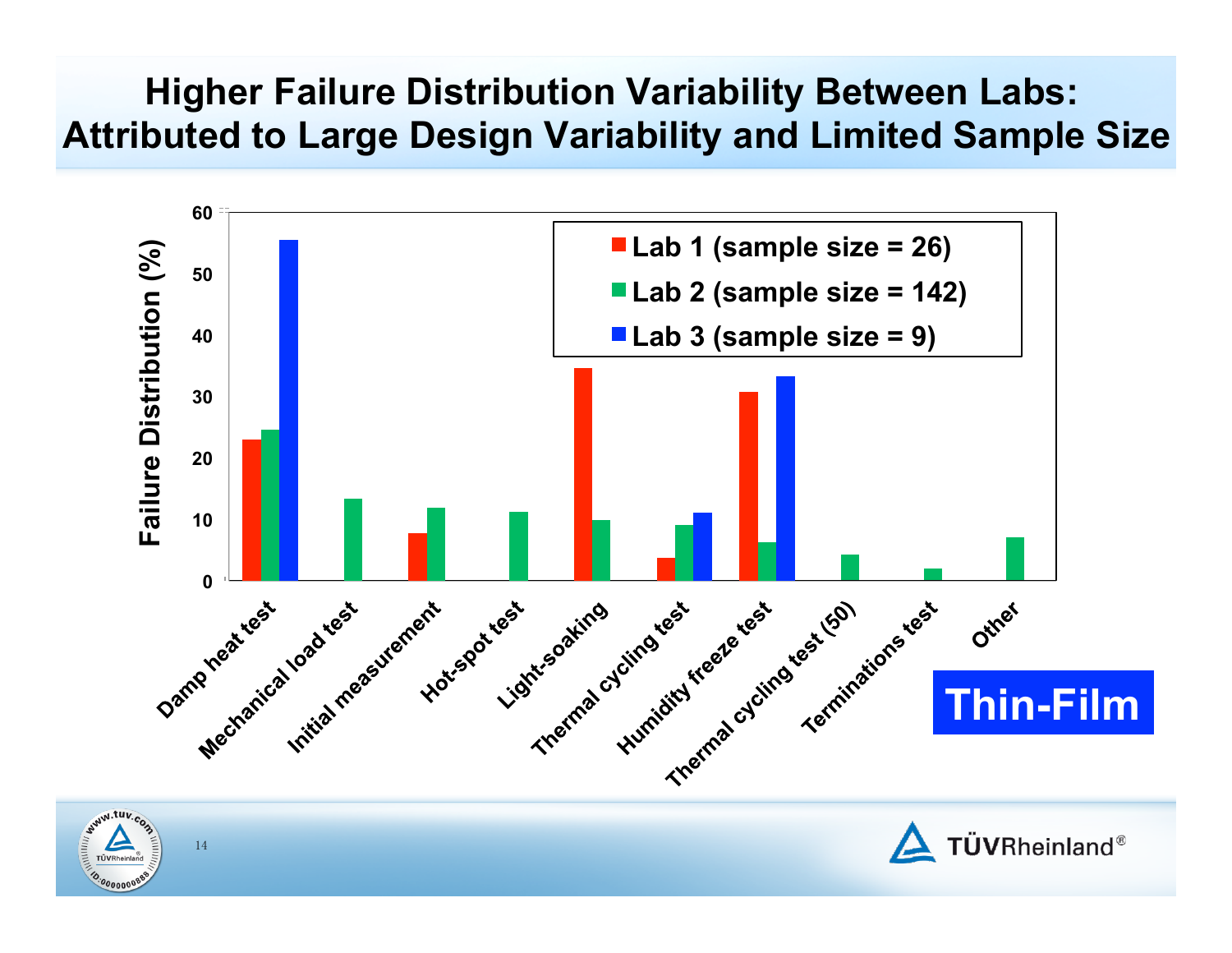# Higher Failure Distribution Variability Between Labs: Attributed to Large Design Variability and Limited Sample Size

Failure Distribution (%)

- Lab 1 (sample size = 26)
- Lab 2 (sample size = 142)
- Lab 3 (sample size = 9)

Damp heat test, Mechanical load test, Initial measurement, Hot-spot test, Light-soaking, Thermal cycling test, Humidity freeze test, Thermal cycling test (50), Terminations test, Other

**Thin-Film**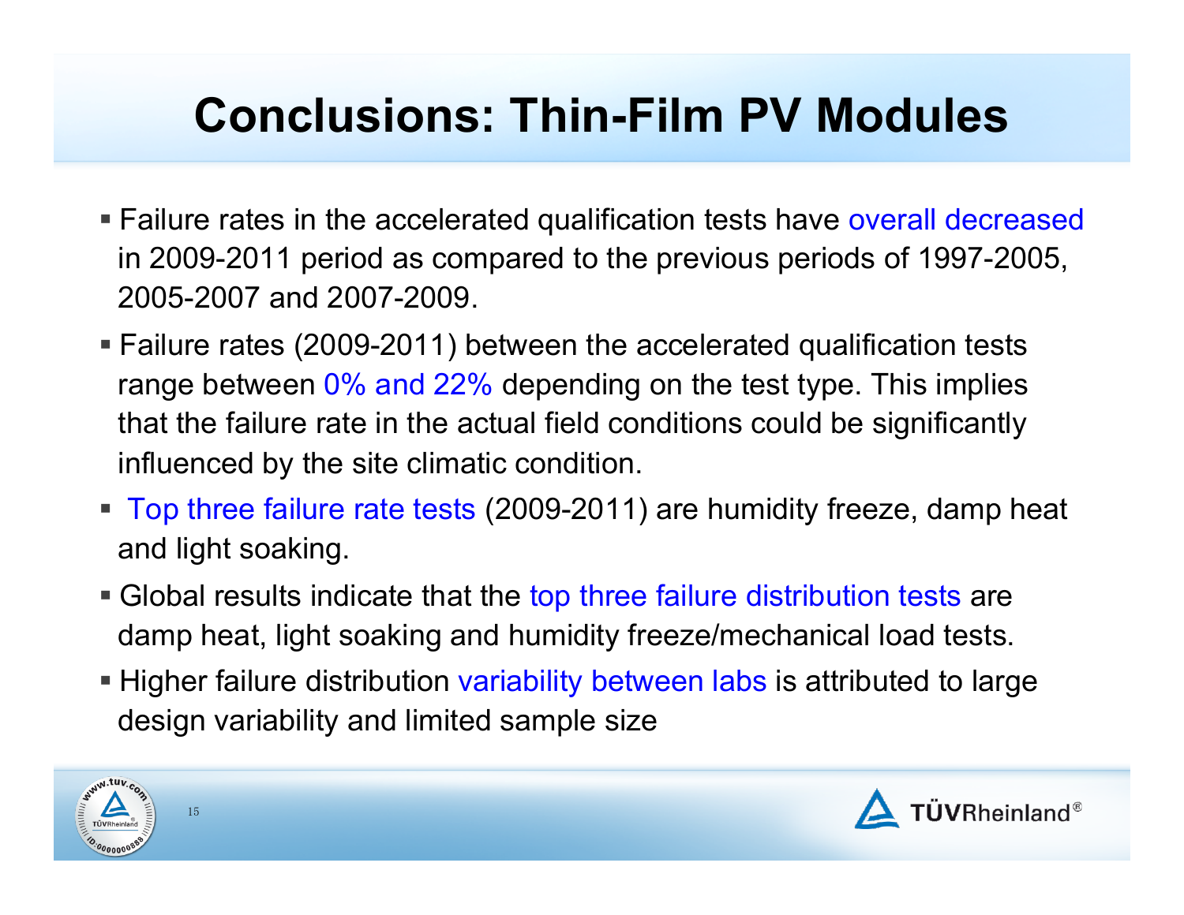# Conclusions: Thin-Film PV Modules

- Failure rates in the accelerated qualification tests have overall decreased in 2009-2011 period as compared to the previous periods of 1997-2005, 2005-2007 and 2007-2009.
- Failure rates (2009-2011) between the accelerated qualification tests range between 0% and 22% depending on the test type. This implies that the failure rate in the actual field conditions could be significantly influenced by the site climatic condition.
- Top three failure rate tests (2009-2011) are humidity freeze, damp heat and light soaking.
- Global results indicate that the top three failure distribution tests are damp heat, light soaking and humidity freeze/mechanical load tests.
- Higher failure distribution variability between labs is attributed to large design variability and limited sample size